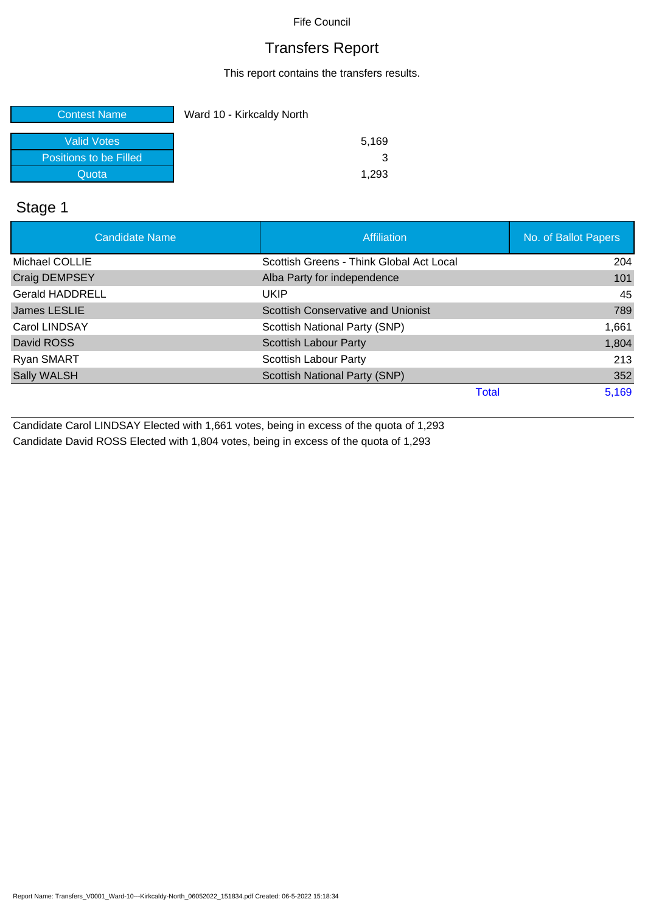Fife Council

# Transfers Report

This report contains the transfers results.

| Contest Name | Ward 10 - Kirkcaldy North |
|---|---|
| Valid Votes | 5,169 |
| Positions to be Filled | 3 |
| Quota | 1,293 |

## Stage 1

| Candidate Name | Affiliation | No. of Ballot Papers |
|---|---|---|
| Michael COLLIE | Scottish Greens - Think Global Act Local | 204 |
| Craig DEMPSEY | Alba Party for independence | 101 |
| Gerald HADDRELL | UKIP | 45 |
| James LESLIE | Scottish Conservative and Unionist | 789 |
| Carol LINDSAY | Scottish National Party (SNP) | 1,661 |
| David ROSS | Scottish Labour Party | 1,804 |
| Ryan SMART | Scottish Labour Party | 213 |
| Sally WALSH | Scottish National Party (SNP) | 352 |
| | Total | 5,169 |

Candidate Carol LINDSAY Elected with 1,661 votes, being in excess of the quota of 1,293

Candidate David ROSS Elected with 1,804 votes, being in excess of the quota of 1,293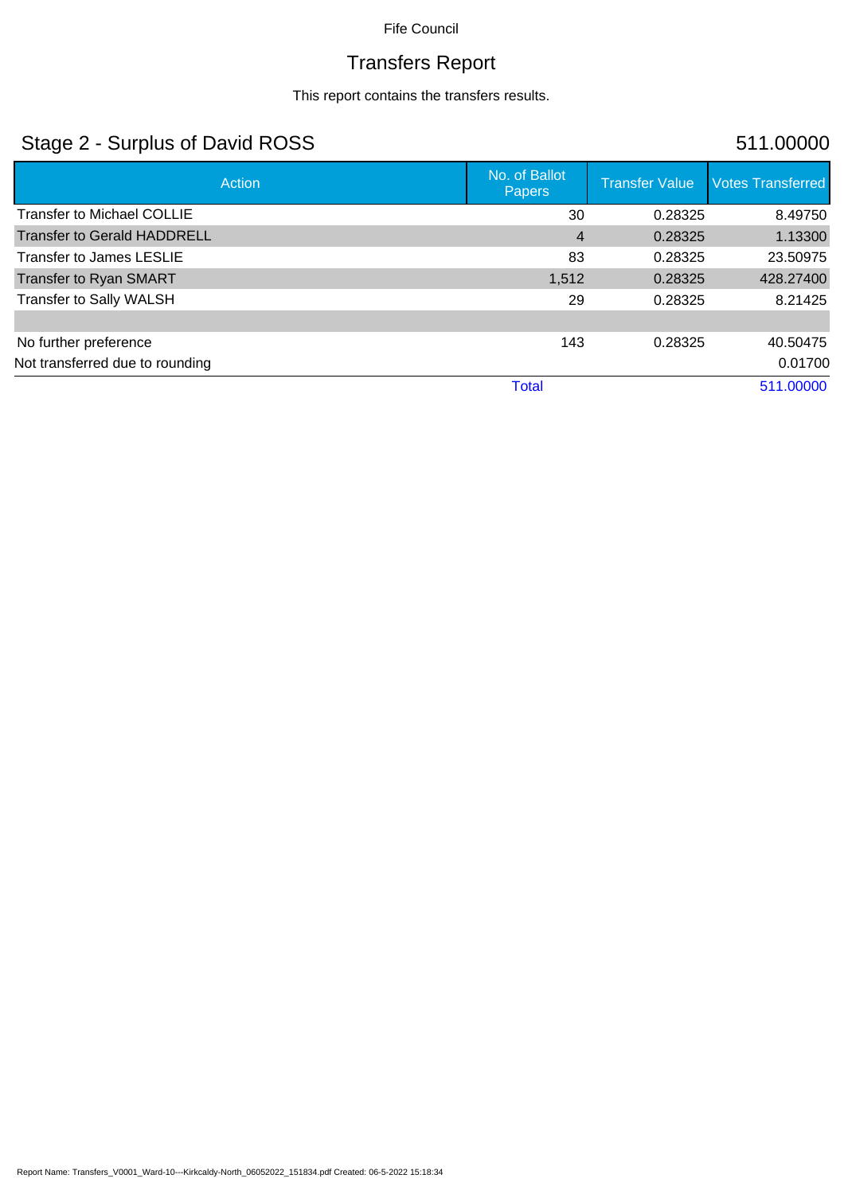Fife Council

# Transfers Report

This report contains the transfers results.

## Stage 2 - Surplus of David ROSS

511.00000

| Action | No. of Ballot Papers | Transfer Value | Votes Transferred |
|---|---|---|---|
| Transfer to Michael COLLIE | 30 | 0.28325 | 8.49750 |
| Transfer to Gerald HADDRELL | 4 | 0.28325 | 1.13300 |
| Transfer to James LESLIE | 83 | 0.28325 | 23.50975 |
| Transfer to Ryan SMART | 1,512 | 0.28325 | 428.27400 |
| Transfer to Sally WALSH | 29 | 0.28325 | 8.21425 |
| | | | |
| No further preference | 143 | 0.28325 | 40.50475 |
| Not transferred due to rounding | | | 0.01700 |
| | Total | | 511.00000 |

Report Name: Transfers_V0001_Ward-10---Kirkcaldy-North_06052022_151834.pdf Created: 06-5-2022 15:18:34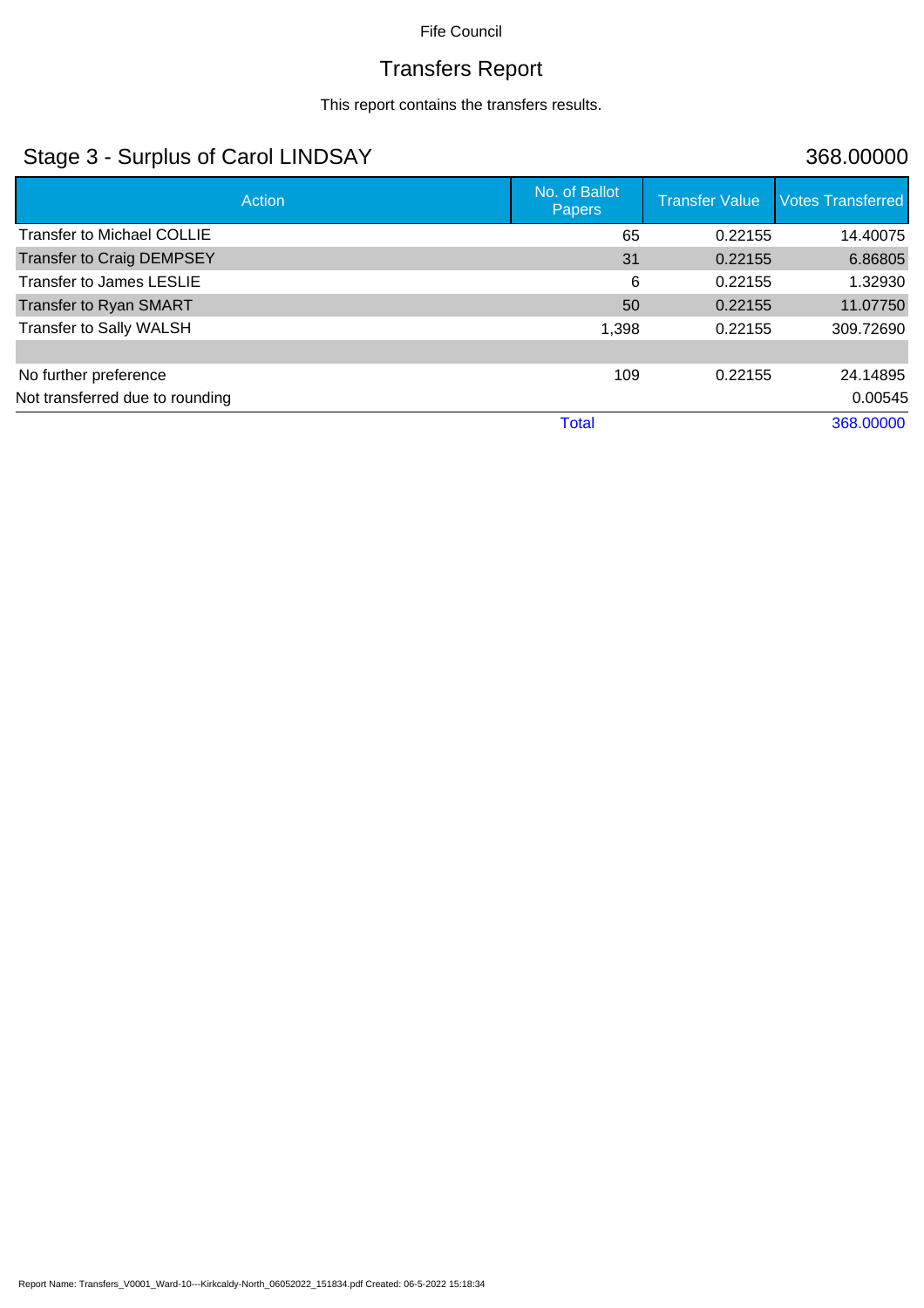Fife Council

# Transfers Report

This report contains the transfers results.

## Stage 3 - Surplus of Carol LINDSAY 368.00000

| Action | No. of Ballot Papers | Transfer Value | Votes Transferred |
|---|---|---|---|
| Transfer to Michael COLLIE | 65 | 0.22155 | 14.40075 |
| Transfer to Craig DEMPSEY | 31 | 0.22155 | 6.86805 |
| Transfer to James LESLIE | 6 | 0.22155 | 1.32930 |
| Transfer to Ryan SMART | 50 | 0.22155 | 11.07750 |
| Transfer to Sally WALSH | 1,398 | 0.22155 | 309.72690 |
| | | | |
| No further preference | 109 | 0.22155 | 24.14895 |
| Not transferred due to rounding | | | 0.00545 |
| | Total | | 368.00000 |

Report Name: Transfers_V0001_Ward-10---Kirkcaldy-North_06052022_151834.pdf Created: 06-5-2022 15:18:34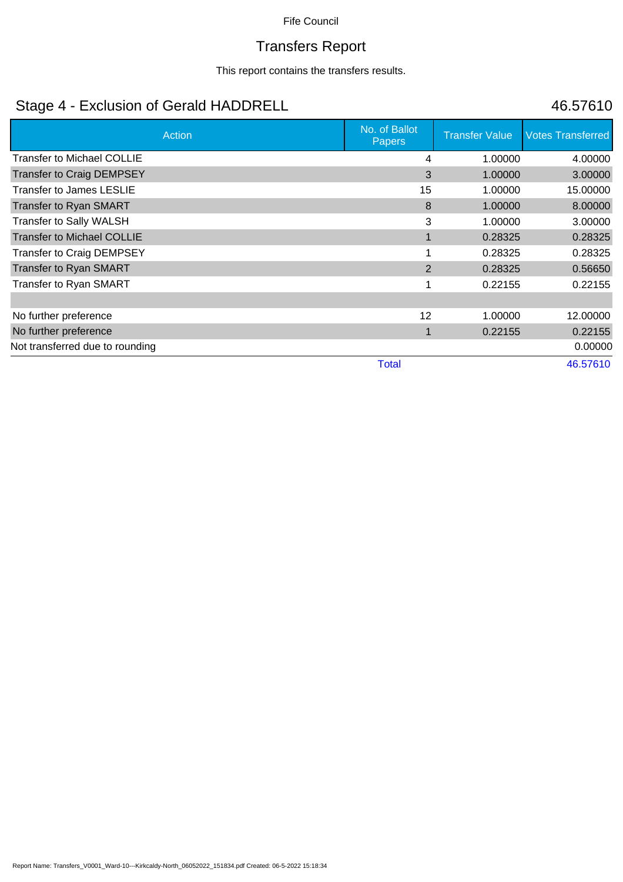Fife Council

# Transfers Report

This report contains the transfers results.

## Stage 4 - Exclusion of Gerald HADDRELL

46.57610

| Action | No. of Ballot Papers | Transfer Value | Votes Transferred |
|---|---|---|---|
| Transfer to Michael COLLIE | 4 | 1.00000 | 4.00000 |
| Transfer to Craig DEMPSEY | 3 | 1.00000 | 3.00000 |
| Transfer to James LESLIE | 15 | 1.00000 | 15.00000 |
| Transfer to Ryan SMART | 8 | 1.00000 | 8.00000 |
| Transfer to Sally WALSH | 3 | 1.00000 | 3.00000 |
| Transfer to Michael COLLIE | 1 | 0.28325 | 0.28325 |
| Transfer to Craig DEMPSEY | 1 | 0.28325 | 0.28325 |
| Transfer to Ryan SMART | 2 | 0.28325 | 0.56650 |
| Transfer to Ryan SMART | 1 | 0.22155 | 0.22155 |
| | | | |
| No further preference | 12 | 1.00000 | 12.00000 |
| No further preference | 1 | 0.22155 | 0.22155 |
| Not transferred due to rounding | | | 0.00000 |
| | Total | | 46.57610 |

Report Name: Transfers_V0001_Ward-10---Kirkcaldy-North_06052022_151834.pdf Created: 06-5-2022 15:18:34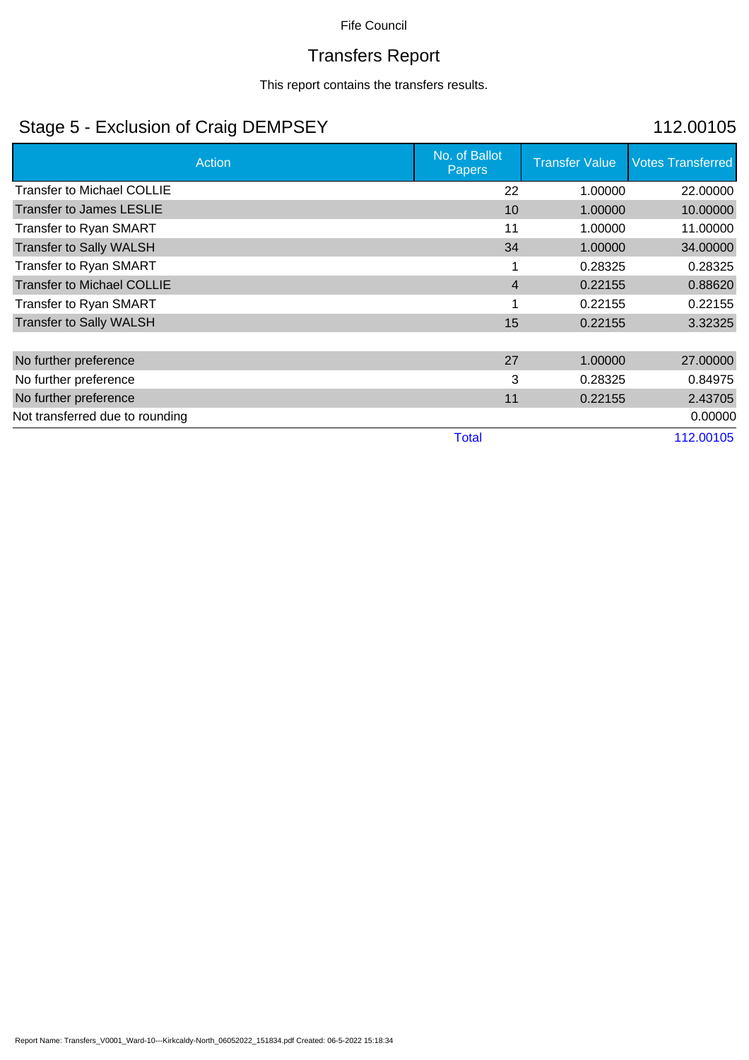Fife Council

# Transfers Report

This report contains the transfers results.

## Stage 5 - Exclusion of Craig DEMPSEY

112.00105

| Action | No. of Ballot Papers | Transfer Value | Votes Transferred |
|---|---|---|---|
| Transfer to Michael COLLIE | 22 | 1.00000 | 22.00000 |
| Transfer to James LESLIE | 10 | 1.00000 | 10.00000 |
| Transfer to Ryan SMART | 11 | 1.00000 | 11.00000 |
| Transfer to Sally WALSH | 34 | 1.00000 | 34.00000 |
| Transfer to Ryan SMART | 1 | 0.28325 | 0.28325 |
| Transfer to Michael COLLIE | 4 | 0.22155 | 0.88620 |
| Transfer to Ryan SMART | 1 | 0.22155 | 0.22155 |
| Transfer to Sally WALSH | 15 | 0.22155 | 3.32325 |
| | | | |
| No further preference | 27 | 1.00000 | 27.00000 |
| No further preference | 3 | 0.28325 | 0.84975 |
| No further preference | 11 | 0.22155 | 2.43705 |
| Not transferred due to rounding | | | 0.00000 |
| | Total | | 112.00105 |

Report Name: Transfers_V0001_Ward-10---Kirkcaldy-North_06052022_151834.pdf Created: 06-5-2022 15:18:34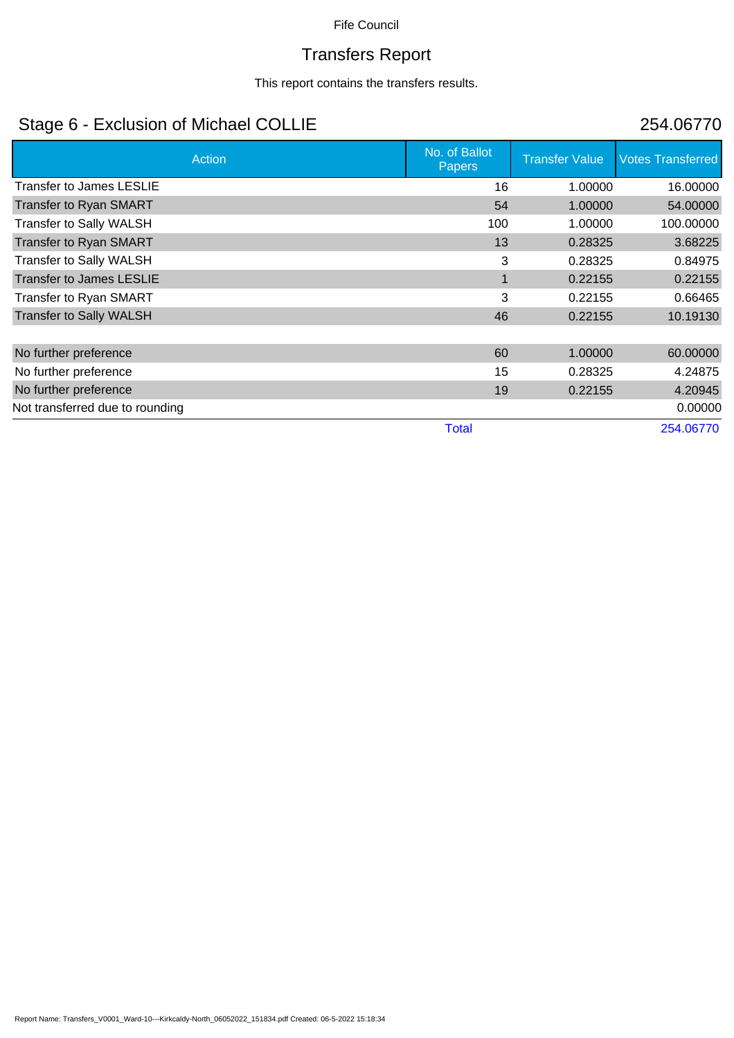Fife Council

# Transfers Report

This report contains the transfers results.

## Stage 6 - Exclusion of Michael COLLIE

254.06770

| Action | No. of Ballot Papers | Transfer Value | Votes Transferred |
|---|---|---|---|
| Transfer to James LESLIE | 16 | 1.00000 | 16.00000 |
| Transfer to Ryan SMART | 54 | 1.00000 | 54.00000 |
| Transfer to Sally WALSH | 100 | 1.00000 | 100.00000 |
| Transfer to Ryan SMART | 13 | 0.28325 | 3.68225 |
| Transfer to Sally WALSH | 3 | 0.28325 | 0.84975 |
| Transfer to James LESLIE | 1 | 0.22155 | 0.22155 |
| Transfer to Ryan SMART | 3 | 0.22155 | 0.66465 |
| Transfer to Sally WALSH | 46 | 0.22155 | 10.19130 |
| | | | |
| No further preference | 60 | 1.00000 | 60.00000 |
| No further preference | 15 | 0.28325 | 4.24875 |
| No further preference | 19 | 0.22155 | 4.20945 |
| Not transferred due to rounding | | | 0.00000 |
| | Total | | 254.06770 |

Report Name: Transfers_V0001_Ward-10---Kirkcaldy-North_06052022_151834.pdf Created: 06-5-2022 15:18:34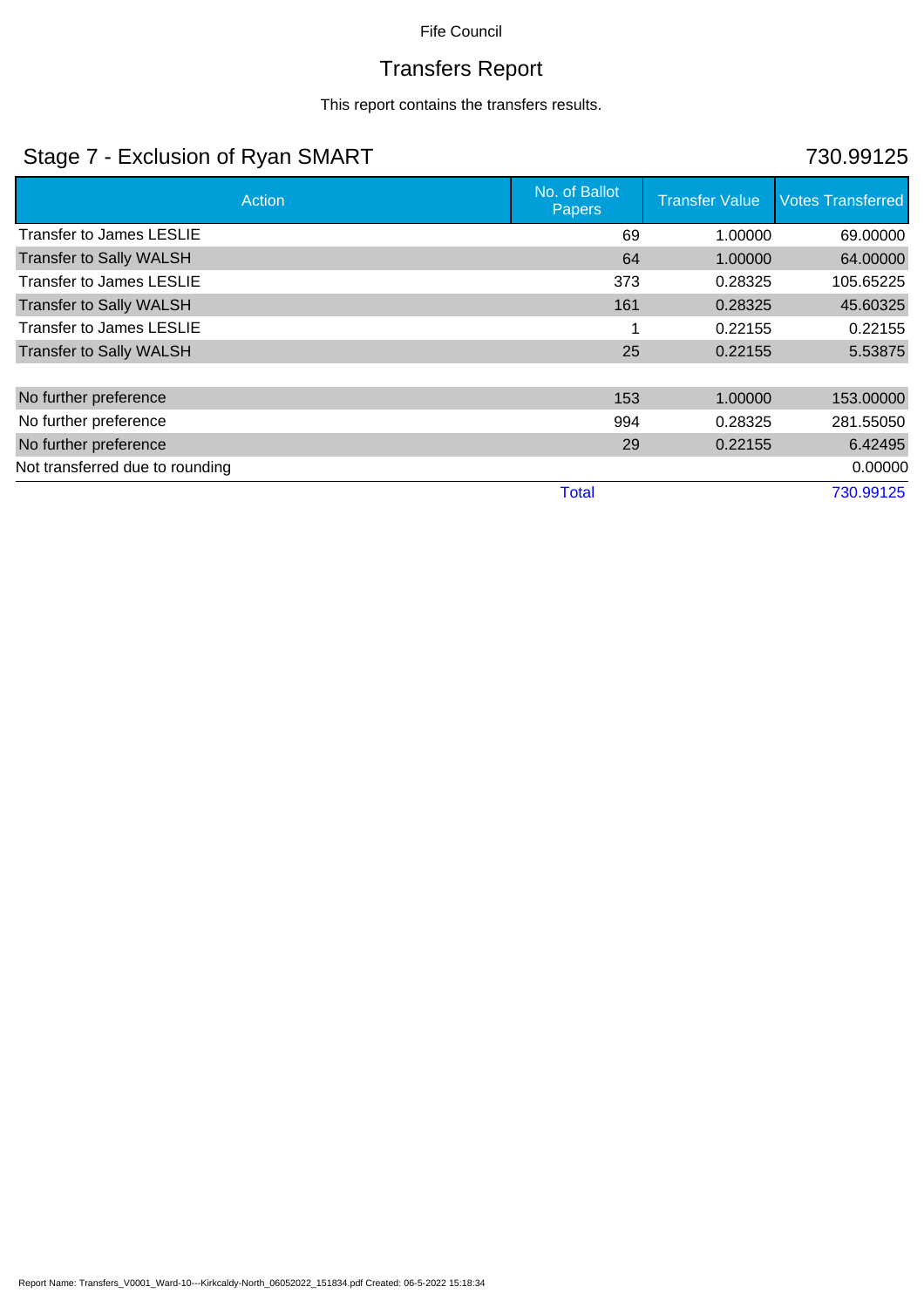Fife Council

# Transfers Report

This report contains the transfers results.

## Stage 7 - Exclusion of Ryan SMART

730.99125

| Action | No. of Ballot Papers | Transfer Value | Votes Transferred |
|---|---|---|---|
| Transfer to James LESLIE | 69 | 1.00000 | 69.00000 |
| Transfer to Sally WALSH | 64 | 1.00000 | 64.00000 |
| Transfer to James LESLIE | 373 | 0.28325 | 105.65225 |
| Transfer to Sally WALSH | 161 | 0.28325 | 45.60325 |
| Transfer to James LESLIE | 1 | 0.22155 | 0.22155 |
| Transfer to Sally WALSH | 25 | 0.22155 | 5.53875 |
| | | | |
| No further preference | 153 | 1.00000 | 153.00000 |
| No further preference | 994 | 0.28325 | 281.55050 |
| No further preference | 29 | 0.22155 | 6.42495 |
| Not transferred due to rounding | | | 0.00000 |
| | Total | | 730.99125 |

Report Name: Transfers_V0001_Ward-10---Kirkcaldy-North_06052022_151834.pdf Created: 06-5-2022 15:18:34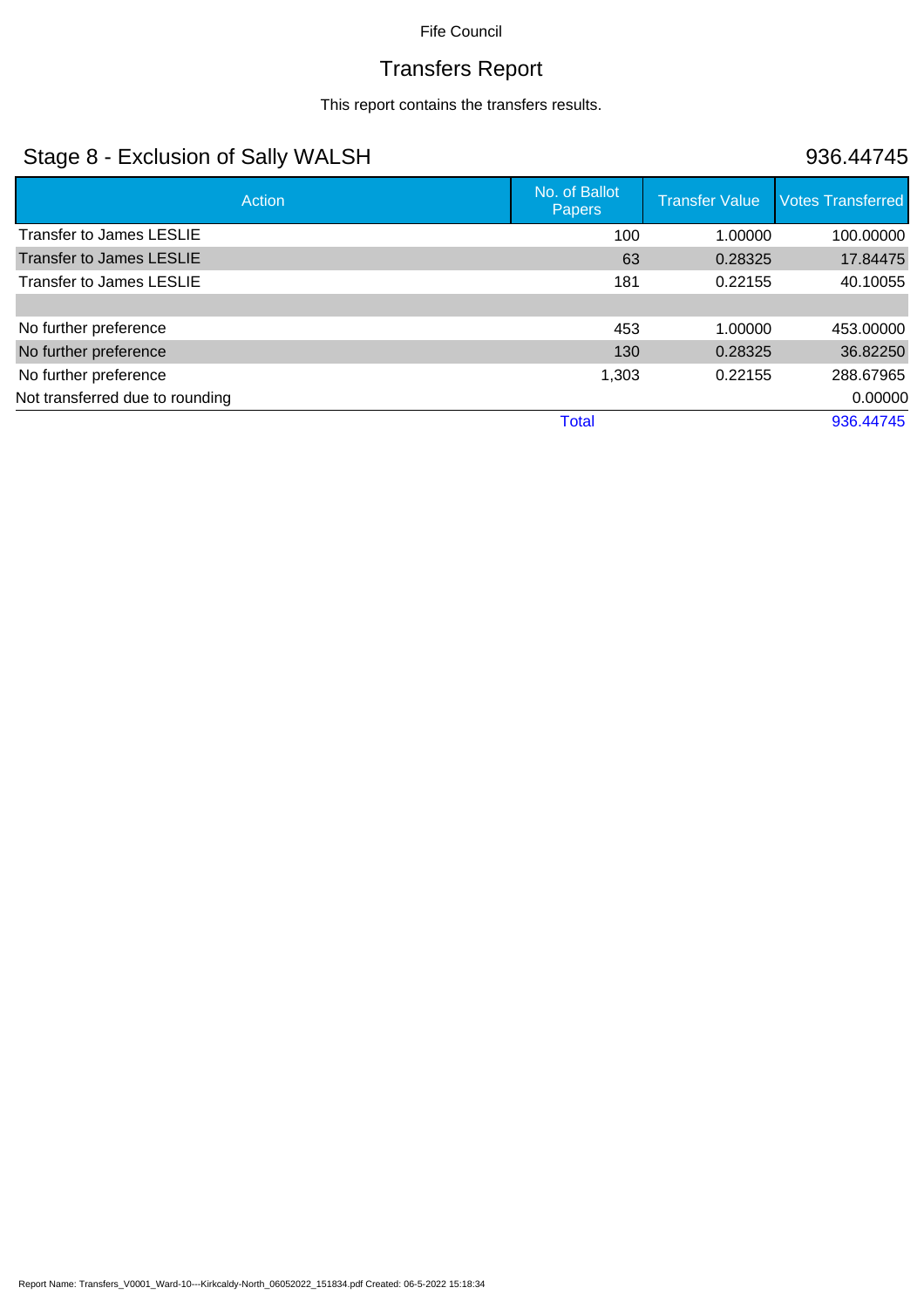Fife Council

# Transfers Report

This report contains the transfers results.

## Stage 8 - Exclusion of Sally WALSH

936.44745

| Action | No. of Ballot Papers | Transfer Value | Votes Transferred |
|---|---|---|---|
| Transfer to James LESLIE | 100 | 1.00000 | 100.00000 |
| Transfer to James LESLIE | 63 | 0.28325 | 17.84475 |
| Transfer to James LESLIE | 181 | 0.22155 | 40.10055 |
| | | | |
| No further preference | 453 | 1.00000 | 453.00000 |
| No further preference | 130 | 0.28325 | 36.82250 |
| No further preference | 1,303 | 0.22155 | 288.67965 |
| Not transferred due to rounding | | | 0.00000 |
| | Total | | 936.44745 |

Report Name: Transfers_V0001_Ward-10---Kirkcaldy-North_06052022_151834.pdf Created: 06-5-2022 15:18:34